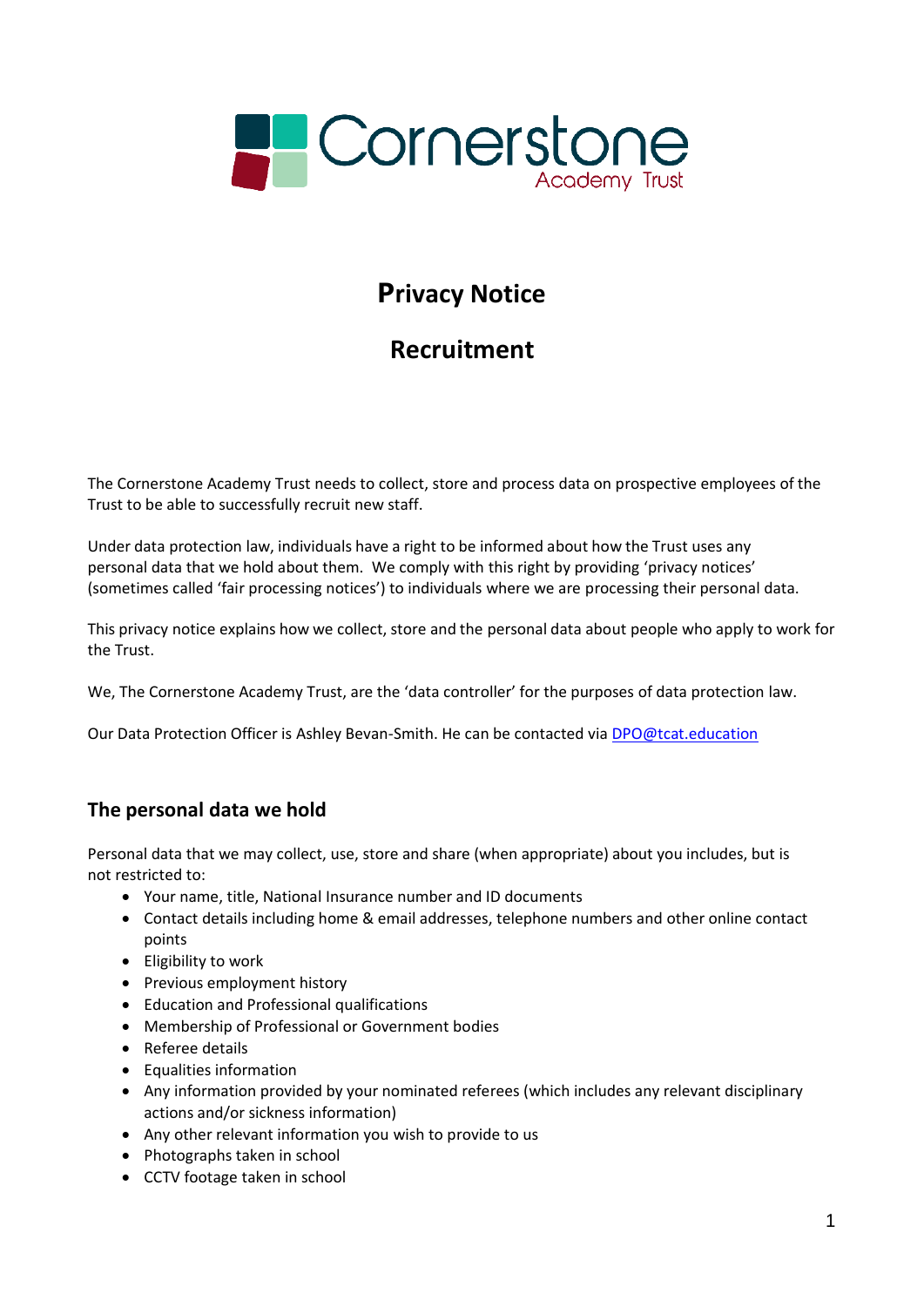Cornerstone Academy Trust

# Privacy Notice

# Recruitment

The Cornerstone Academy Trust needs to collect, store and process data on prospective employees of the Trust to be able to successfully recruit new staff.

Under data protection law, individuals have a right to be informed about how the Trust uses any personal data that we hold about them. We comply with this right by providing 'privacy notices' (sometimes called 'fair processing notices') to individuals where we are processing their personal data.

This privacy notice explains how we collect, store and the personal data about people who apply to work for the Trust.

We, The Cornerstone Academy Trust, are the 'data controller' for the purposes of data protection law.

Our Data Protection Officer is Ashley Bevan-Smith. He can be contacted via DPO@tcat.education

## The personal data we hold

Personal data that we may collect, use, store and share (when appropriate) about you includes, but is not restricted to:

- Your name, title, National Insurance number and ID documents
- Contact details including home & email addresses, telephone numbers and other online contact points
- Eligibility to work
- Previous employment history
- Education and Professional qualifications
- Membership of Professional or Government bodies
- Referee details
- Equalities information
- Any information provided by your nominated referees (which includes any relevant disciplinary actions and/or sickness information)
- Any other relevant information you wish to provide to us
- Photographs taken in school
- CCTV footage taken in school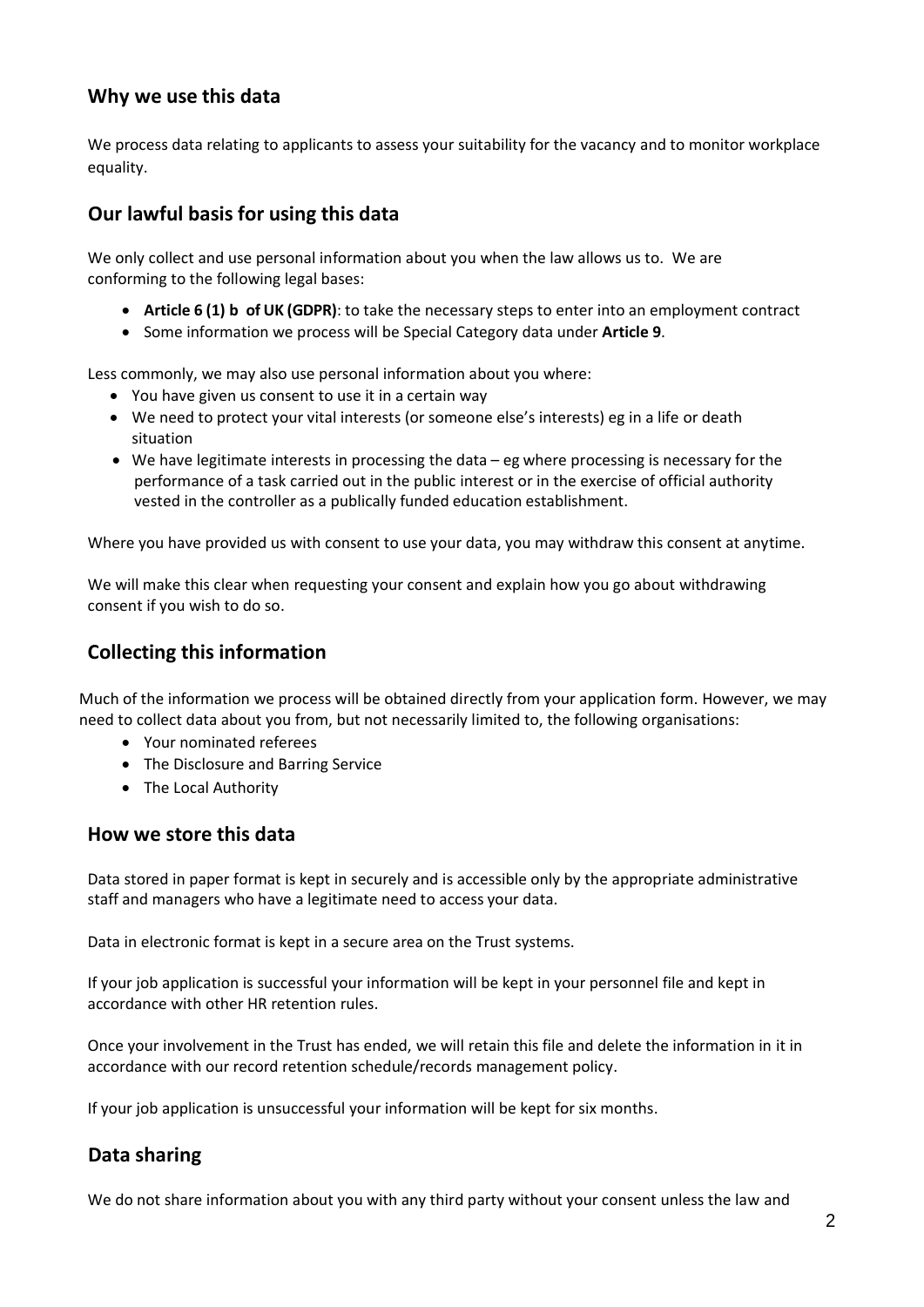## Why we use this data

We process data relating to applicants to assess your suitability for the vacancy and to monitor workplace equality.

## Our lawful basis for using this data

We only collect and use personal information about you when the law allows us to. We are conforming to the following legal bases:

- **Article 6 (1) b of UK (GDPR)**: to take the necessary steps to enter into an employment contract
- Some information we process will be Special Category data under **Article 9**.

Less commonly, we may also use personal information about you where:

- You have given us consent to use it in a certain way
- We need to protect your vital interests (or someone else's interests) eg in a life or death situation
- We have legitimate interests in processing the data – eg where processing is necessary for the performance of a task carried out in the public interest or in the exercise of official authority vested in the controller as a publically funded education establishment.

Where you have provided us with consent to use your data, you may withdraw this consent at anytime.

We will make this clear when requesting your consent and explain how you go about withdrawing consent if you wish to do so.

## Collecting this information

Much of the information we process will be obtained directly from your application form. However, we may need to collect data about you from, but not necessarily limited to, the following organisations:

- Your nominated referees
- The Disclosure and Barring Service
- The Local Authority

## How we store this data

Data stored in paper format is kept in securely and is accessible only by the appropriate administrative staff and managers who have a legitimate need to access your data.

Data in electronic format is kept in a secure area on the Trust systems.

If your job application is successful your information will be kept in your personnel file and kept in accordance with other HR retention rules.

Once your involvement in the Trust has ended, we will retain this file and delete the information in it in accordance with our record retention schedule/records management policy.

If your job application is unsuccessful your information will be kept for six months.

## Data sharing

We do not share information about you with any third party without your consent unless the law and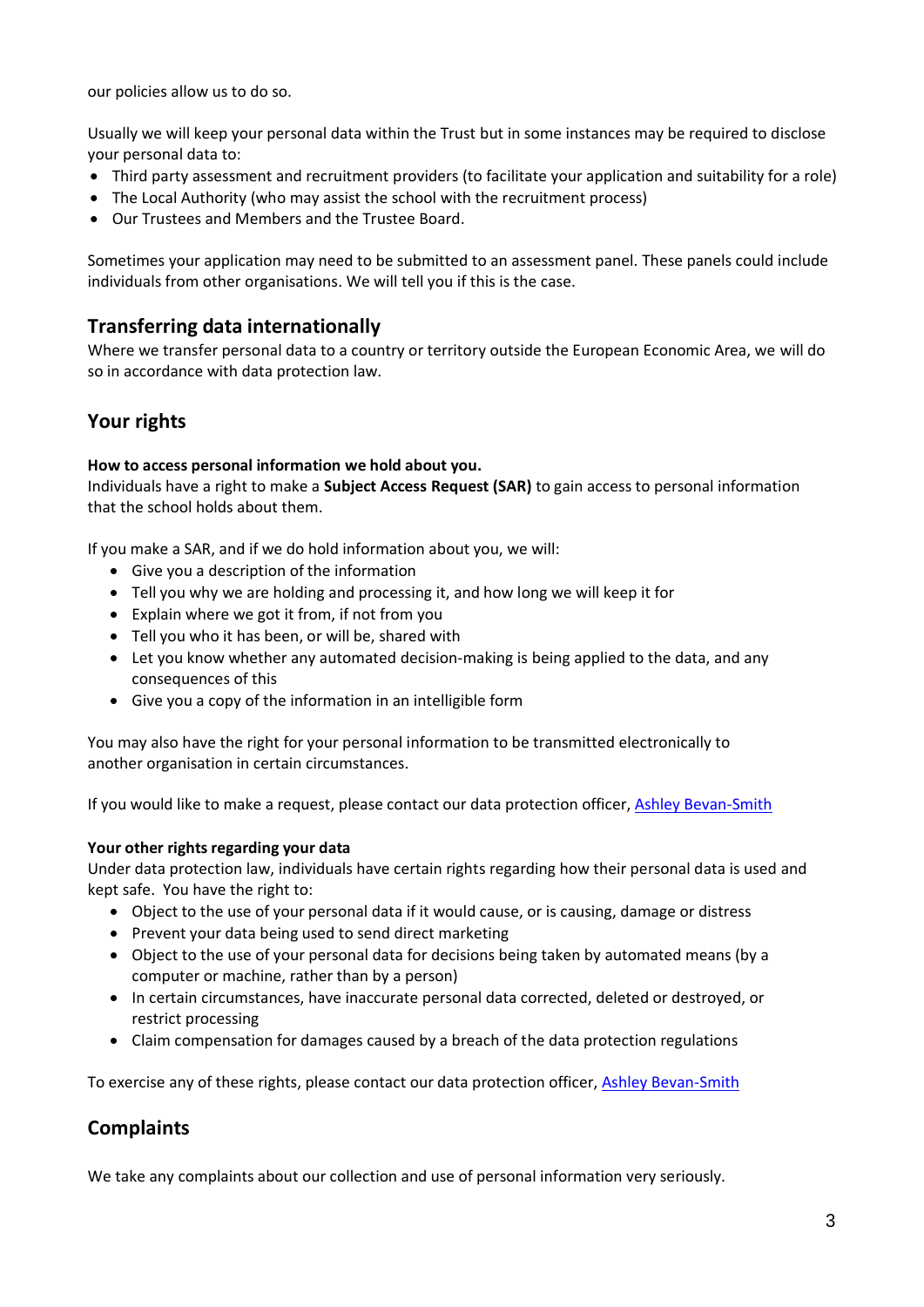our policies allow us to do so.

Usually we will keep your personal data within the Trust but in some instances may be required to disclose your personal data to:

- Third party assessment and recruitment providers (to facilitate your application and suitability for a role)
- The Local Authority (who may assist the school with the recruitment process)
- Our Trustees and Members and the Trustee Board.

Sometimes your application may need to be submitted to an assessment panel. These panels could include individuals from other organisations. We will tell you if this is the case.

## Transferring data internationally

Where we transfer personal data to a country or territory outside the European Economic Area, we will do so in accordance with data protection law.

## Your rights

**How to access personal information we hold about you.**
Individuals have a right to make a **Subject Access Request (SAR)** to gain access to personal information that the school holds about them.

If you make a SAR, and if we do hold information about you, we will:

- Give you a description of the information
- Tell you why we are holding and processing it, and how long we will keep it for
- Explain where we got it from, if not from you
- Tell you who it has been, or will be, shared with
- Let you know whether any automated decision-making is being applied to the data, and any consequences of this
- Give you a copy of the information in an intelligible form

You may also have the right for your personal information to be transmitted electronically to another organisation in certain circumstances.

If you would like to make a request, please contact our data protection officer, Ashley Bevan-Smith

**Your other rights regarding your data**
Under data protection law, individuals have certain rights regarding how their personal data is used and kept safe. You have the right to:

- Object to the use of your personal data if it would cause, or is causing, damage or distress
- Prevent your data being used to send direct marketing
- Object to the use of your personal data for decisions being taken by automated means (by a computer or machine, rather than by a person)
- In certain circumstances, have inaccurate personal data corrected, deleted or destroyed, or restrict processing
- Claim compensation for damages caused by a breach of the data protection regulations

To exercise any of these rights, please contact our data protection officer, Ashley Bevan-Smith

## Complaints

We take any complaints about our collection and use of personal information very seriously.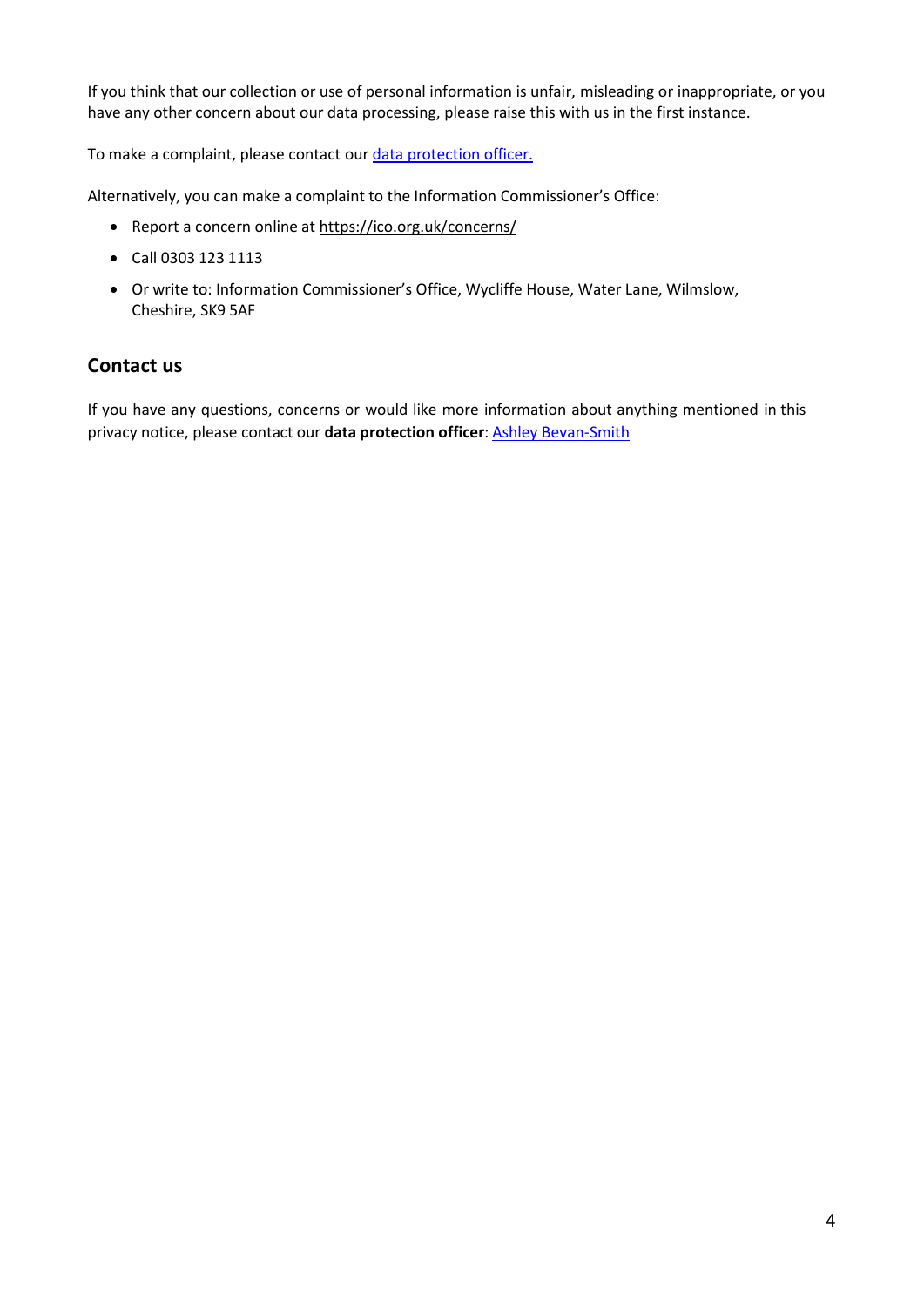If you think that our collection or use of personal information is unfair, misleading or inappropriate, or you have any other concern about our data processing, please raise this with us in the first instance.

To make a complaint, please contact our data protection officer.

Alternatively, you can make a complaint to the Information Commissioner's Office:

- Report a concern online at https://ico.org.uk/concerns/
- Call 0303 123 1113
- Or write to: Information Commissioner's Office, Wycliffe House, Water Lane, Wilmslow, Cheshire, SK9 5AF

## Contact us

If you have any questions, concerns or would like more information about anything mentioned in this privacy notice, please contact our **data protection officer**: Ashley Bevan-Smith